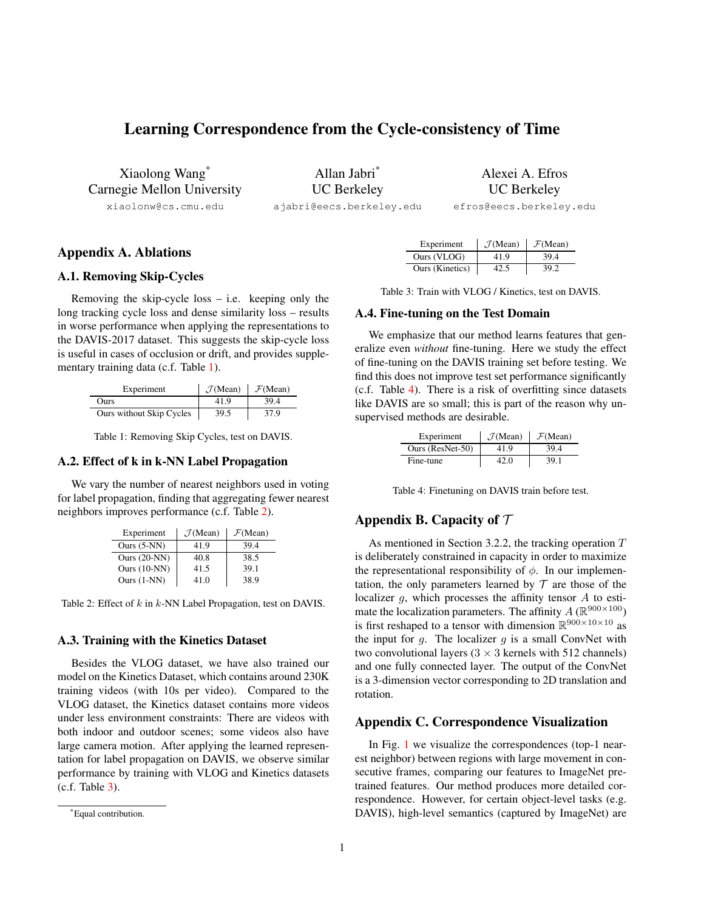# Learning Correspondence from the Cycle-consistency of Time

Xiaolong Wang[*]
Carnegie Mellon University
xiaolonw@cs.cmu.edu

Allan Jabri[*]
UC Berkeley
ajabri@eecs.berkeley.edu

Alexei A. Efros
UC Berkeley
efros@eecs.berkeley.edu

## Appendix A. Ablations

### A.1. Removing Skip-Cycles

Removing the skip-cycle loss – i.e. keeping only the long tracking cycle loss and dense similarity loss – results in worse performance when applying the representations to the DAVIS-2017 dataset. This suggests the skip-cycle loss is useful in cases of occlusion or drift, and provides supplementary training data (c.f. Table 1).

| Experiment | $\mathcal{J}$(Mean) | $\mathcal{F}$(Mean) |
|---|---|---|
| Ours | 41.9 | 39.4 |
| Ours without Skip Cycles | 39.5 | 37.9 |

Table 1: Removing Skip Cycles, test on DAVIS.

### A.2. Effect of k in k-NN Label Propagation

We vary the number of nearest neighbors used in voting for label propagation, finding that aggregating fewer nearest neighbors improves performance (c.f. Table 2).

| Experiment | $\mathcal{J}$(Mean) | $\mathcal{F}$(Mean) |
|---|---|---|
| Ours (5-NN) | 41.9 | 39.4 |
| Ours (20-NN) | 40.8 | 38.5 |
| Ours (10-NN) | 41.5 | 39.1 |
| Ours (1-NN) | 41.0 | 38.9 |

Table 2: Effect of $k$ in $k$-NN Label Propagation, test on DAVIS.

### A.3. Training with the Kinetics Dataset

Besides the VLOG dataset, we have also trained our model on the Kinetics Dataset, which contains around 230K training videos (with 10s per video). Compared to the VLOG dataset, the Kinetics dataset contains more videos under less environment constraints: There are videos with both indoor and outdoor scenes; some videos also have large camera motion. After applying the learned representation for label propagation on DAVIS, we observe similar performance by training with VLOG and Kinetics datasets (c.f. Table 3).

[*]Equal contribution.

| Experiment | $\mathcal{J}$(Mean) | $\mathcal{F}$(Mean) |
|---|---|---|
| Ours (VLOG) | 41.9 | 39.4 |
| Ours (Kinetics) | 42.5 | 39.2 |

Table 3: Train with VLOG / Kinetics, test on DAVIS.

### A.4. Fine-tuning on the Test Domain

We emphasize that our method learns features that generalize even *without* fine-tuning. Here we study the effect of fine-tuning on the DAVIS training set before testing. We find this does not improve test set performance significantly (c.f. Table 4). There is a risk of overfitting since datasets like DAVIS are so small; this is part of the reason why unsupervised methods are desirable.

| Experiment | $\mathcal{J}$(Mean) | $\mathcal{F}$(Mean) |
|---|---|---|
| Ours (ResNet-50) | 41.9 | 39.4 |
| Fine-tune | 42.0 | 39.1 |

Table 4: Finetuning on DAVIS train before test.

## Appendix B. Capacity of $\mathcal{T}$

As mentioned in Section 3.2.2, the tracking operation $T$ is deliberately constrained in capacity in order to maximize the representational responsibility of $\phi$. In our implementation, the only parameters learned by $\mathcal{T}$ are those of the localizer $g$, which processes the affinity tensor $A$ to estimate the localization parameters. The affinity $A$ ($\mathbb{R}^{900\times100}$) is first reshaped to a tensor with dimension $\mathbb{R}^{900\times10\times10}$ as the input for $g$. The localizer $g$ is a small ConvNet with two convolutional layers ($3\times3$ kernels with 512 channels) and one fully connected layer. The output of the ConvNet is a 3-dimension vector corresponding to 2D translation and rotation.

## Appendix C. Correspondence Visualization

In Fig. 1 we visualize the correspondences (top-1 nearest neighbor) between regions with large movement in consecutive frames, comparing our features to ImageNet pretrained features. Our method produces more detailed correspondence. However, for certain object-level tasks (e.g. DAVIS), high-level semantics (captured by ImageNet) are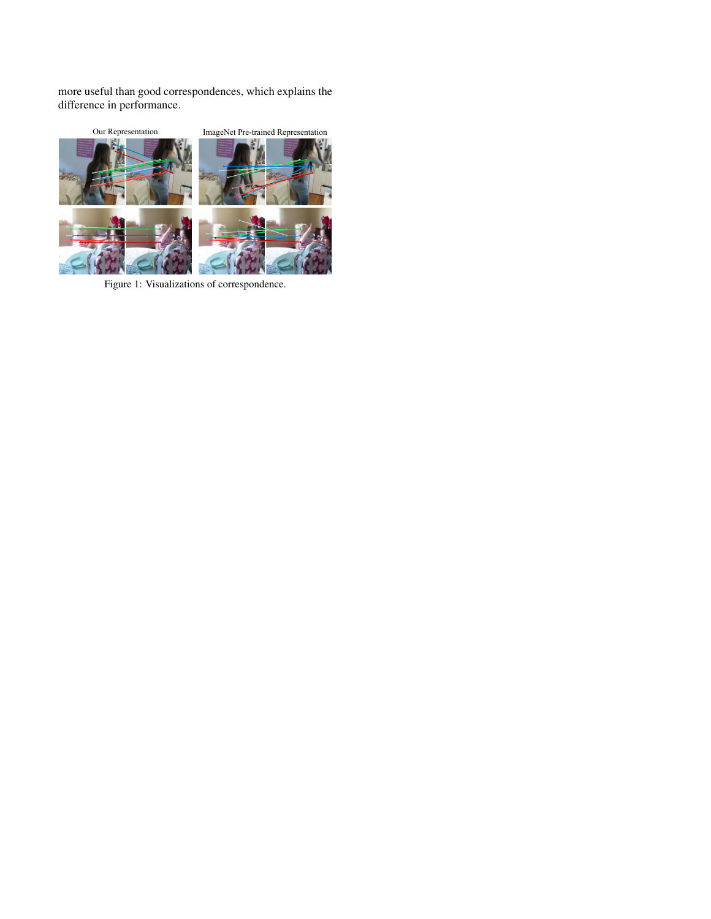more useful than good correspondences, which explains the difference in performance.

Our Representation

ImageNet Pre-trained Representation

Figure 1: Visualizations of correspondence.